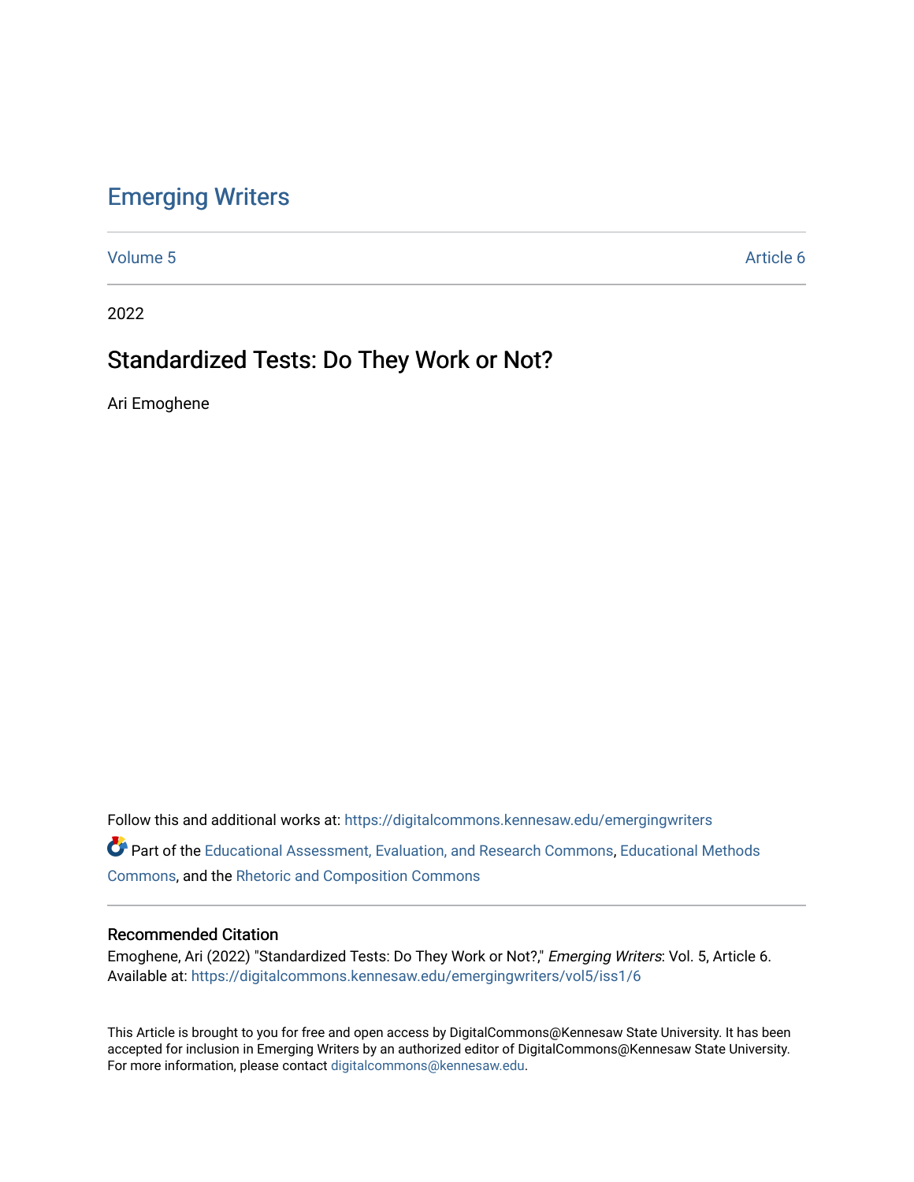# Emerging Writers

Volume 5 Article 6

2022

## Standardized Tests: Do They Work or Not?

Ari Emoghene

Follow this and additional works at: https://digitalcommons.kennesaw.edu/emergingwriters

Part of the Educational Assessment, Evaluation, and Research Commons, Educational Methods Commons, and the Rhetoric and Composition Commons

### Recommended Citation

Emoghene, Ari (2022) "Standardized Tests: Do They Work or Not?," *Emerging Writers*: Vol. 5, Article 6.
Available at: https://digitalcommons.kennesaw.edu/emergingwriters/vol5/iss1/6

This Article is brought to you for free and open access by DigitalCommons@Kennesaw State University. It has been accepted for inclusion in Emerging Writers by an authorized editor of DigitalCommons@Kennesaw State University. For more information, please contact digitalcommons@kennesaw.edu.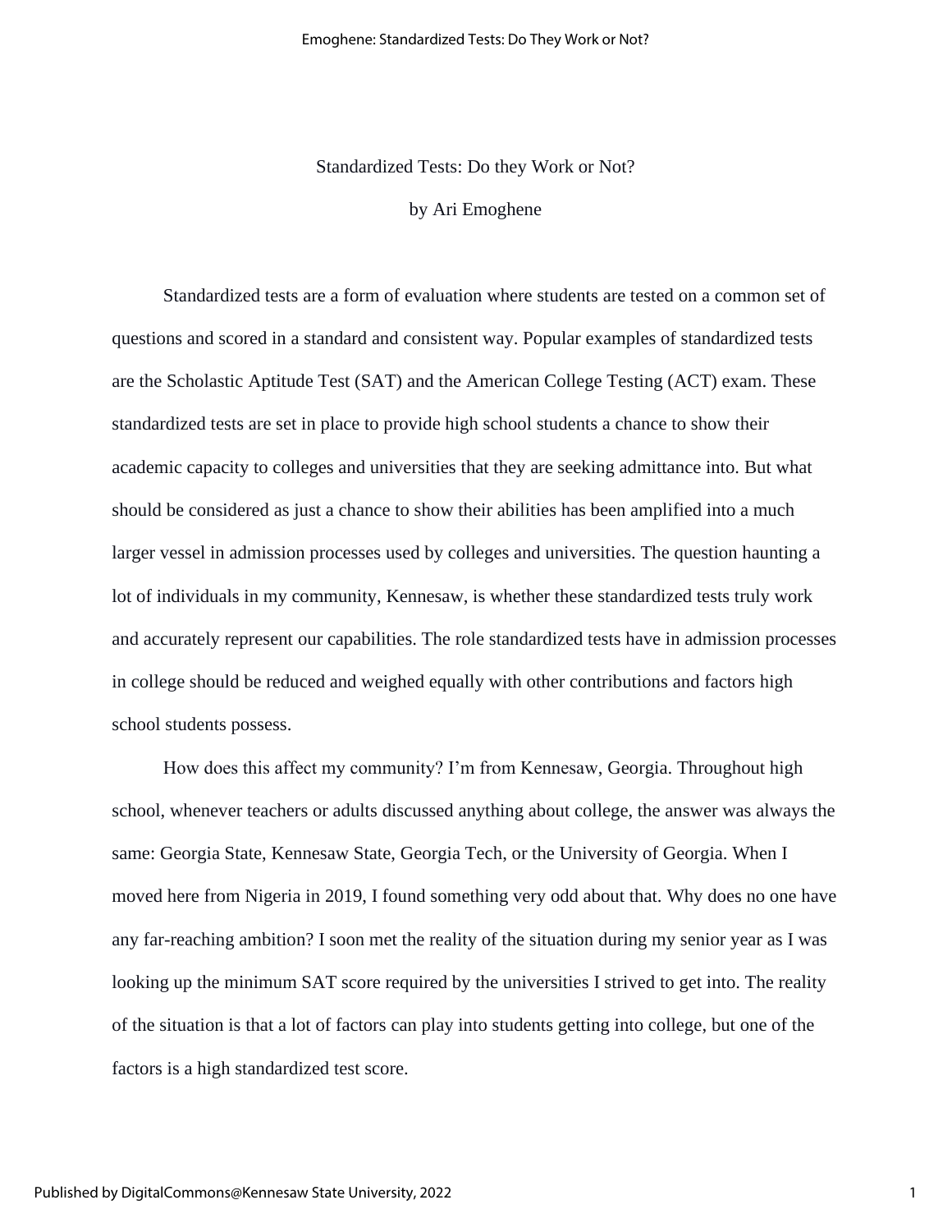# Standardized Tests: Do they Work or Not?

by Ari Emoghene

Standardized tests are a form of evaluation where students are tested on a common set of questions and scored in a standard and consistent way. Popular examples of standardized tests are the Scholastic Aptitude Test (SAT) and the American College Testing (ACT) exam. These standardized tests are set in place to provide high school students a chance to show their academic capacity to colleges and universities that they are seeking admittance into. But what should be considered as just a chance to show their abilities has been amplified into a much larger vessel in admission processes used by colleges and universities. The question haunting a lot of individuals in my community, Kennesaw, is whether these standardized tests truly work and accurately represent our capabilities. The role standardized tests have in admission processes in college should be reduced and weighed equally with other contributions and factors high school students possess.

How does this affect my community? I'm from Kennesaw, Georgia. Throughout high school, whenever teachers or adults discussed anything about college, the answer was always the same: Georgia State, Kennesaw State, Georgia Tech, or the University of Georgia. When I moved here from Nigeria in 2019, I found something very odd about that. Why does no one have any far-reaching ambition? I soon met the reality of the situation during my senior year as I was looking up the minimum SAT score required by the universities I strived to get into. The reality of the situation is that a lot of factors can play into students getting into college, but one of the factors is a high standardized test score.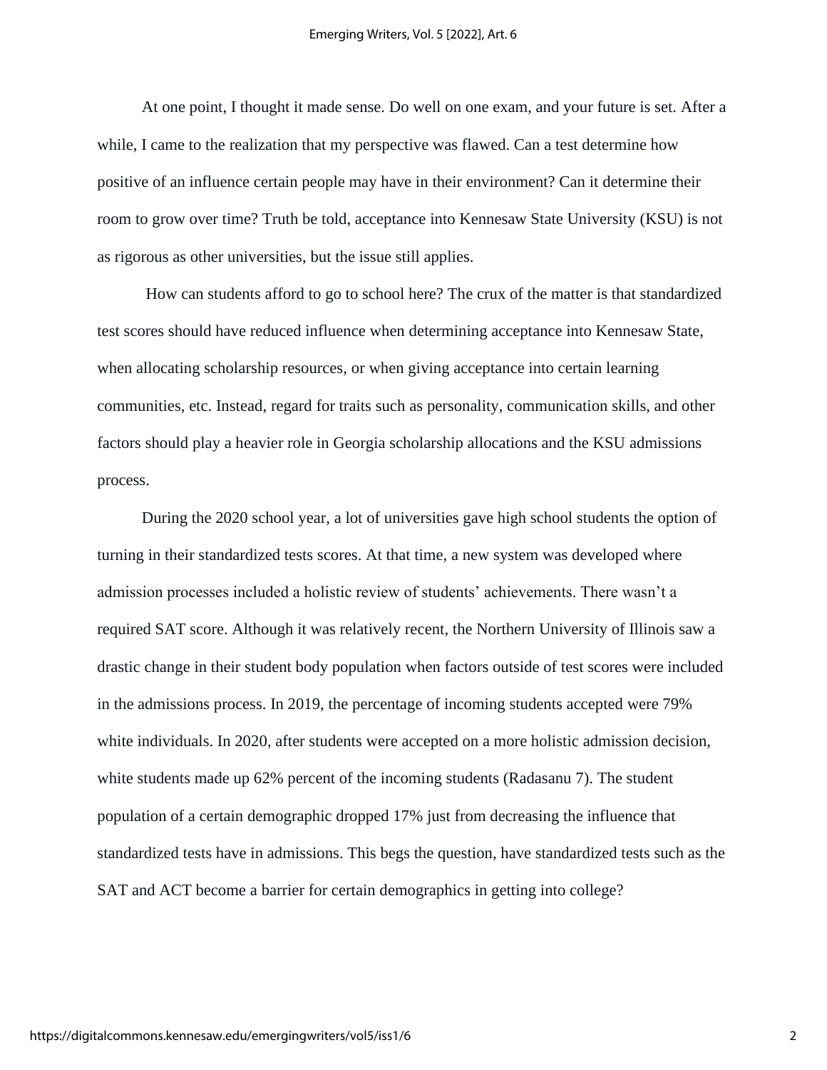At one point, I thought it made sense. Do well on one exam, and your future is set. After a while, I came to the realization that my perspective was flawed. Can a test determine how positive of an influence certain people may have in their environment? Can it determine their room to grow over time? Truth be told, acceptance into Kennesaw State University (KSU) is not as rigorous as other universities, but the issue still applies.

How can students afford to go to school here? The crux of the matter is that standardized test scores should have reduced influence when determining acceptance into Kennesaw State, when allocating scholarship resources, or when giving acceptance into certain learning communities, etc. Instead, regard for traits such as personality, communication skills, and other factors should play a heavier role in Georgia scholarship allocations and the KSU admissions process.

During the 2020 school year, a lot of universities gave high school students the option of turning in their standardized tests scores. At that time, a new system was developed where admission processes included a holistic review of students' achievements. There wasn't a required SAT score. Although it was relatively recent, the Northern University of Illinois saw a drastic change in their student body population when factors outside of test scores were included in the admissions process. In 2019, the percentage of incoming students accepted were 79% white individuals. In 2020, after students were accepted on a more holistic admission decision, white students made up 62% percent of the incoming students (Radasanu 7). The student population of a certain demographic dropped 17% just from decreasing the influence that standardized tests have in admissions. This begs the question, have standardized tests such as the SAT and ACT become a barrier for certain demographics in getting into college?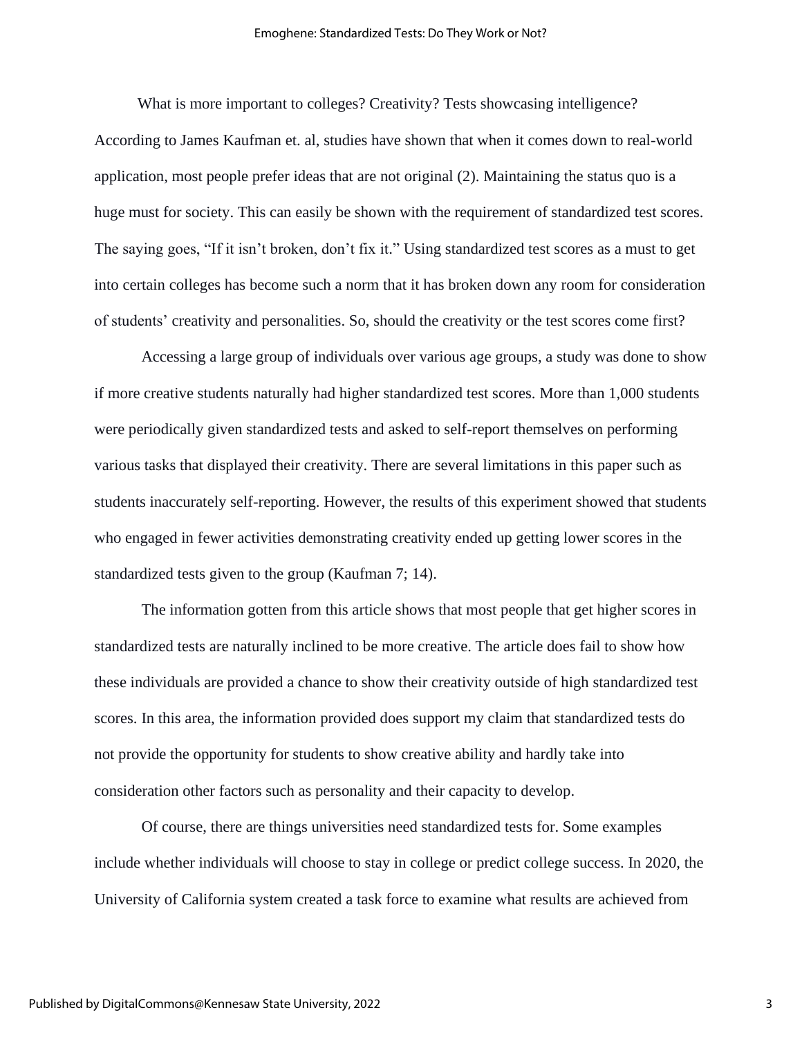What is more important to colleges? Creativity? Tests showcasing intelligence? According to James Kaufman et. al, studies have shown that when it comes down to real-world application, most people prefer ideas that are not original (2). Maintaining the status quo is a huge must for society. This can easily be shown with the requirement of standardized test scores. The saying goes, "If it isn't broken, don't fix it." Using standardized test scores as a must to get into certain colleges has become such a norm that it has broken down any room for consideration of students' creativity and personalities. So, should the creativity or the test scores come first?

Accessing a large group of individuals over various age groups, a study was done to show if more creative students naturally had higher standardized test scores. More than 1,000 students were periodically given standardized tests and asked to self-report themselves on performing various tasks that displayed their creativity. There are several limitations in this paper such as students inaccurately self-reporting. However, the results of this experiment showed that students who engaged in fewer activities demonstrating creativity ended up getting lower scores in the standardized tests given to the group (Kaufman 7; 14).

The information gotten from this article shows that most people that get higher scores in standardized tests are naturally inclined to be more creative. The article does fail to show how these individuals are provided a chance to show their creativity outside of high standardized test scores. In this area, the information provided does support my claim that standardized tests do not provide the opportunity for students to show creative ability and hardly take into consideration other factors such as personality and their capacity to develop.

Of course, there are things universities need standardized tests for. Some examples include whether individuals will choose to stay in college or predict college success. In 2020, the University of California system created a task force to examine what results are achieved from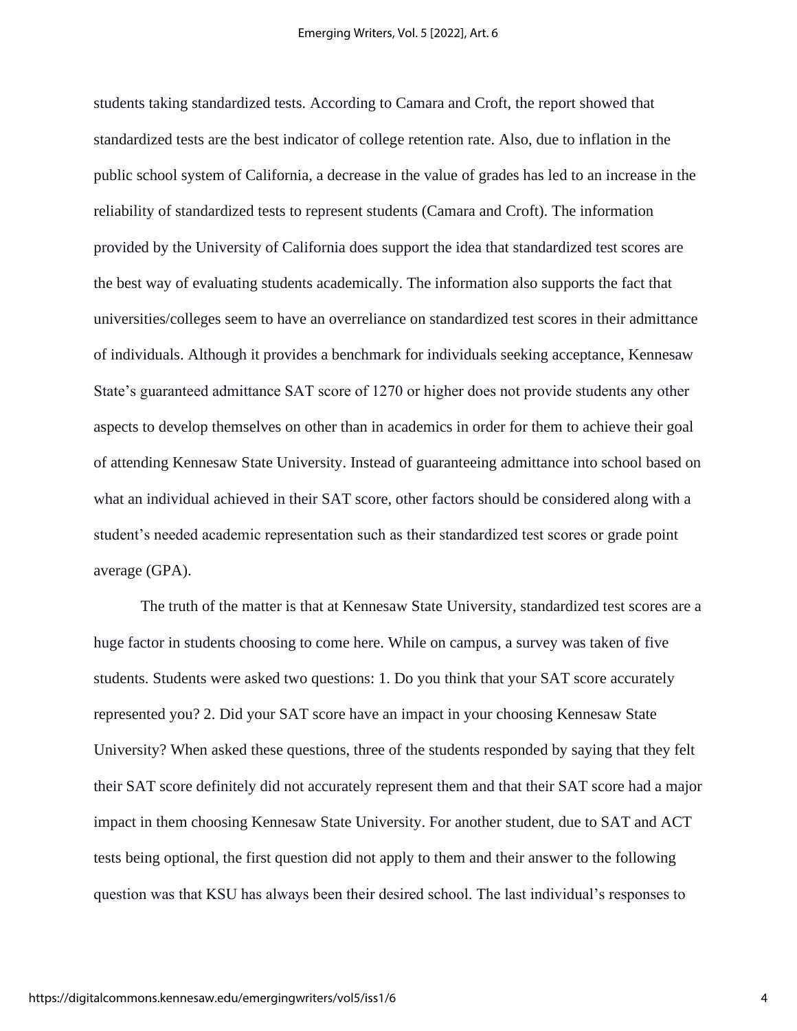students taking standardized tests. According to Camara and Croft, the report showed that standardized tests are the best indicator of college retention rate. Also, due to inflation in the public school system of California, a decrease in the value of grades has led to an increase in the reliability of standardized tests to represent students (Camara and Croft). The information provided by the University of California does support the idea that standardized test scores are the best way of evaluating students academically. The information also supports the fact that universities/colleges seem to have an overreliance on standardized test scores in their admittance of individuals. Although it provides a benchmark for individuals seeking acceptance, Kennesaw State's guaranteed admittance SAT score of 1270 or higher does not provide students any other aspects to develop themselves on other than in academics in order for them to achieve their goal of attending Kennesaw State University. Instead of guaranteeing admittance into school based on what an individual achieved in their SAT score, other factors should be considered along with a student's needed academic representation such as their standardized test scores or grade point average (GPA).

The truth of the matter is that at Kennesaw State University, standardized test scores are a huge factor in students choosing to come here. While on campus, a survey was taken of five students. Students were asked two questions: 1. Do you think that your SAT score accurately represented you? 2. Did your SAT score have an impact in your choosing Kennesaw State University? When asked these questions, three of the students responded by saying that they felt their SAT score definitely did not accurately represent them and that their SAT score had a major impact in them choosing Kennesaw State University. For another student, due to SAT and ACT tests being optional, the first question did not apply to them and their answer to the following question was that KSU has always been their desired school. The last individual's responses to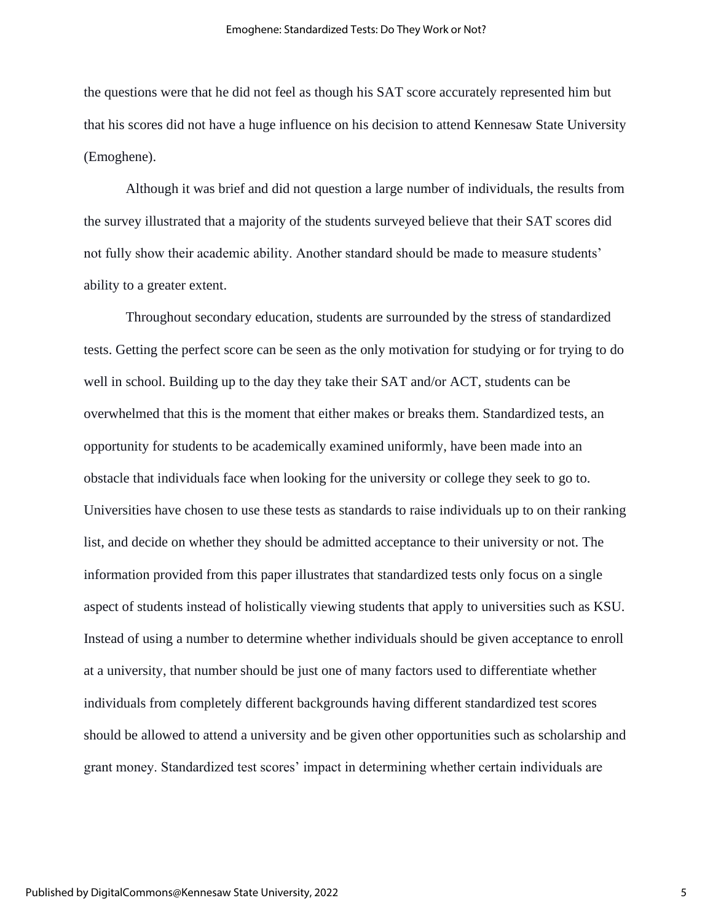the questions were that he did not feel as though his SAT score accurately represented him but that his scores did not have a huge influence on his decision to attend Kennesaw State University (Emoghene).

Although it was brief and did not question a large number of individuals, the results from the survey illustrated that a majority of the students surveyed believe that their SAT scores did not fully show their academic ability. Another standard should be made to measure students' ability to a greater extent.

Throughout secondary education, students are surrounded by the stress of standardized tests. Getting the perfect score can be seen as the only motivation for studying or for trying to do well in school. Building up to the day they take their SAT and/or ACT, students can be overwhelmed that this is the moment that either makes or breaks them. Standardized tests, an opportunity for students to be academically examined uniformly, have been made into an obstacle that individuals face when looking for the university or college they seek to go to. Universities have chosen to use these tests as standards to raise individuals up to on their ranking list, and decide on whether they should be admitted acceptance to their university or not. The information provided from this paper illustrates that standardized tests only focus on a single aspect of students instead of holistically viewing students that apply to universities such as KSU. Instead of using a number to determine whether individuals should be given acceptance to enroll at a university, that number should be just one of many factors used to differentiate whether individuals from completely different backgrounds having different standardized test scores should be allowed to attend a university and be given other opportunities such as scholarship and grant money. Standardized test scores' impact in determining whether certain individuals are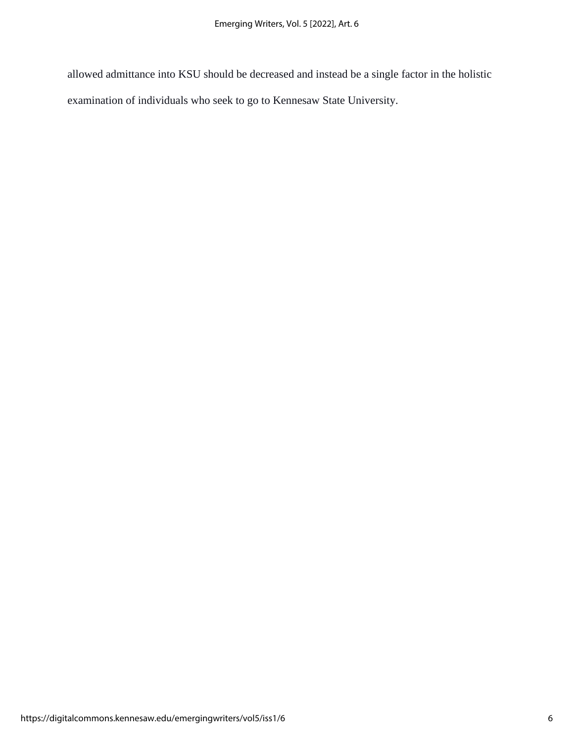allowed admittance into KSU should be decreased and instead be a single factor in the holistic examination of individuals who seek to go to Kennesaw State University.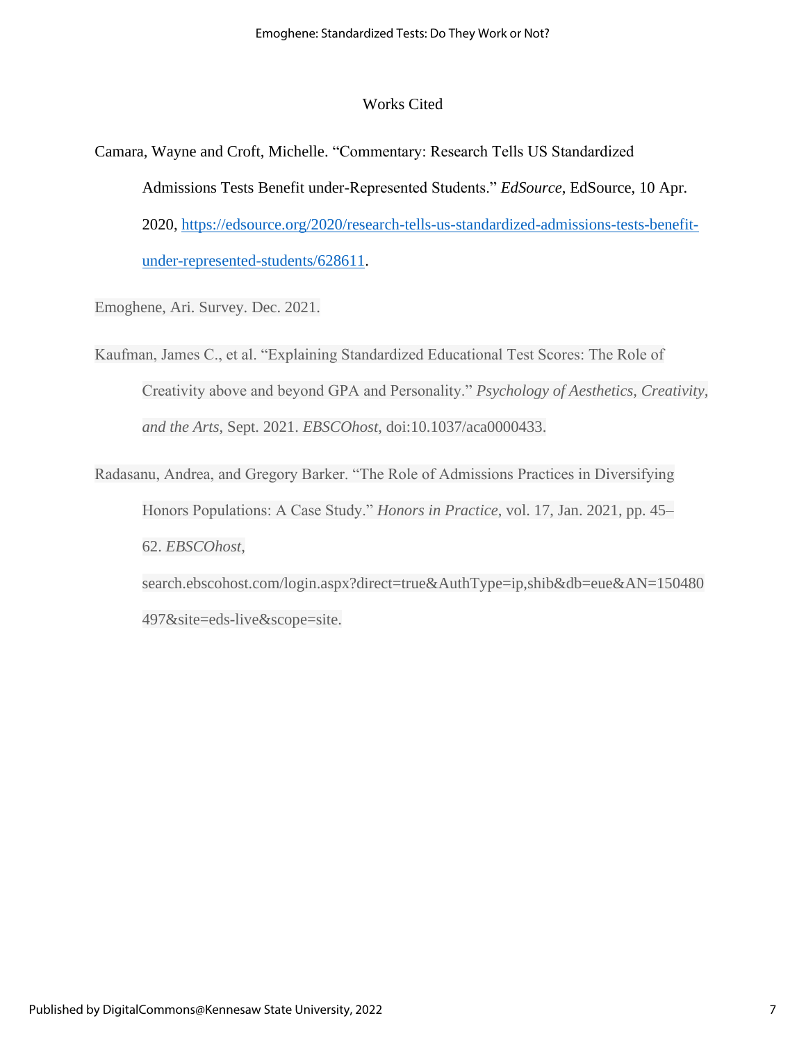# Works Cited

Camara, Wayne and Croft, Michelle. “Commentary: Research Tells US Standardized Admissions Tests Benefit under-Represented Students.” *EdSource*, EdSource, 10 Apr. 2020, https://edsource.org/2020/research-tells-us-standardized-admissions-tests-benefit-under-represented-students/628611.

Emoghene, Ari. Survey. Dec. 2021.

Kaufman, James C., et al. “Explaining Standardized Educational Test Scores: The Role of Creativity above and beyond GPA and Personality.” *Psychology of Aesthetics, Creativity, and the Arts*, Sept. 2021. *EBSCOhost*, doi:10.1037/aca0000433.

Radasanu, Andrea, and Gregory Barker. “The Role of Admissions Practices in Diversifying Honors Populations: A Case Study.” *Honors in Practice*, vol. 17, Jan. 2021, pp. 45–62. *EBSCOhost*, search.ebscohost.com/login.aspx?direct=true&AuthType=ip,shib&db=eue&AN=150480497&site=eds-live&scope=site.